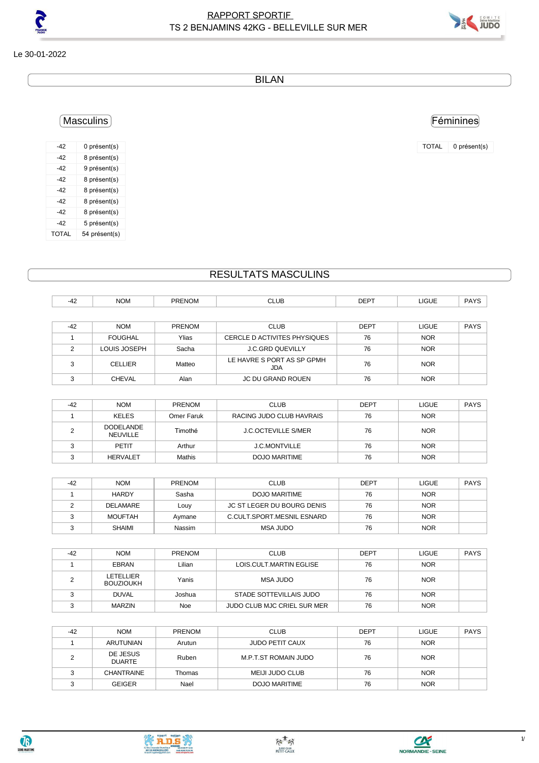# RAPPORT SPORTIF
## TS 2 BENJAMINS 42KG - BELLEVILLE SUR MER

Le 30-01-2022

## BILAN

### Masculins

| | |
|---|---|
| -42 | 0 présent(s) |
| -42 | 8 présent(s) |
| -42 | 9 présent(s) |
| -42 | 8 présent(s) |
| -42 | 8 présent(s) |
| -42 | 8 présent(s) |
| -42 | 8 présent(s) |
| -42 | 5 présent(s) |
| TOTAL | 54 présent(s) |

### Féminines

| | |
|---|---|
| TOTAL | 0 présent(s) |

## RESULTATS MASCULINS

| -42 | NOM | PRENOM | CLUB | DEPT | LIGUE | PAYS |
|---|---|---|---|---|---|---|

| -42 | NOM | PRENOM | CLUB | DEPT | LIGUE | PAYS |
|---|---|---|---|---|---|---|
| 1 | FOUGHAL | Ylias | CERCLE D ACTIVITES PHYSIQUES | 76 | NOR | |
| 2 | LOUIS JOSEPH | Sacha | J.C.GRD QUEVILLY | 76 | NOR | |
| 3 | CELLIER | Matteo | LE HAVRE S PORT AS SP GPMH JDA | 76 | NOR | |
| 3 | CHEVAL | Alan | JC DU GRAND ROUEN | 76 | NOR | |

| -42 | NOM | PRENOM | CLUB | DEPT | LIGUE | PAYS |
|---|---|---|---|---|---|---|
| 1 | KELES | Omer Faruk | RACING JUDO CLUB HAVRAIS | 76 | NOR | |
| 2 | DODELANDE NEUVILLE | Timothé | J.C.OCTEVILLE S/MER | 76 | NOR | |
| 3 | PETIT | Arthur | J.C.MONTVILLE | 76 | NOR | |
| 3 | HERVALET | Mathis | DOJO MARITIME | 76 | NOR | |

| -42 | NOM | PRENOM | CLUB | DEPT | LIGUE | PAYS |
|---|---|---|---|---|---|---|
| 1 | HARDY | Sasha | DOJO MARITIME | 76 | NOR | |
| 2 | DELAMARE | Louy | JC ST LEGER DU BOURG DENIS | 76 | NOR | |
| 3 | MOUFTAH | Aymane | C.CULT.SPORT.MESNIL ESNARD | 76 | NOR | |
| 3 | SHAIMI | Nassim | MSA JUDO | 76 | NOR | |

| -42 | NOM | PRENOM | CLUB | DEPT | LIGUE | PAYS |
|---|---|---|---|---|---|---|
| 1 | EBRAN | Lilian | LOIS.CULT.MARTIN EGLISE | 76 | NOR | |
| 2 | LETELLIER BOUZIOUKH | Yanis | MSA JUDO | 76 | NOR | |
| 3 | DUVAL | Joshua | STADE SOTTEVILLAIS JUDO | 76 | NOR | |
| 3 | MARZIN | Noe | JUDO CLUB MJC CRIEL SUR MER | 76 | NOR | |

| -42 | NOM | PRENOM | CLUB | DEPT | LIGUE | PAYS |
|---|---|---|---|---|---|---|
| 1 | ARUTUNIAN | Arutun | JUDO PETIT CAUX | 76 | NOR | |
| 2 | DE JESUS DUARTE | Ruben | M.P.T.ST ROMAIN JUDO | 76 | NOR | |
| 3 | CHANTRAINE | Thomas | MEIJI JUDO CLUB | 76 | NOR | |
| 3 | GEIGER | Nael | DOJO MARITIME | 76 | NOR | |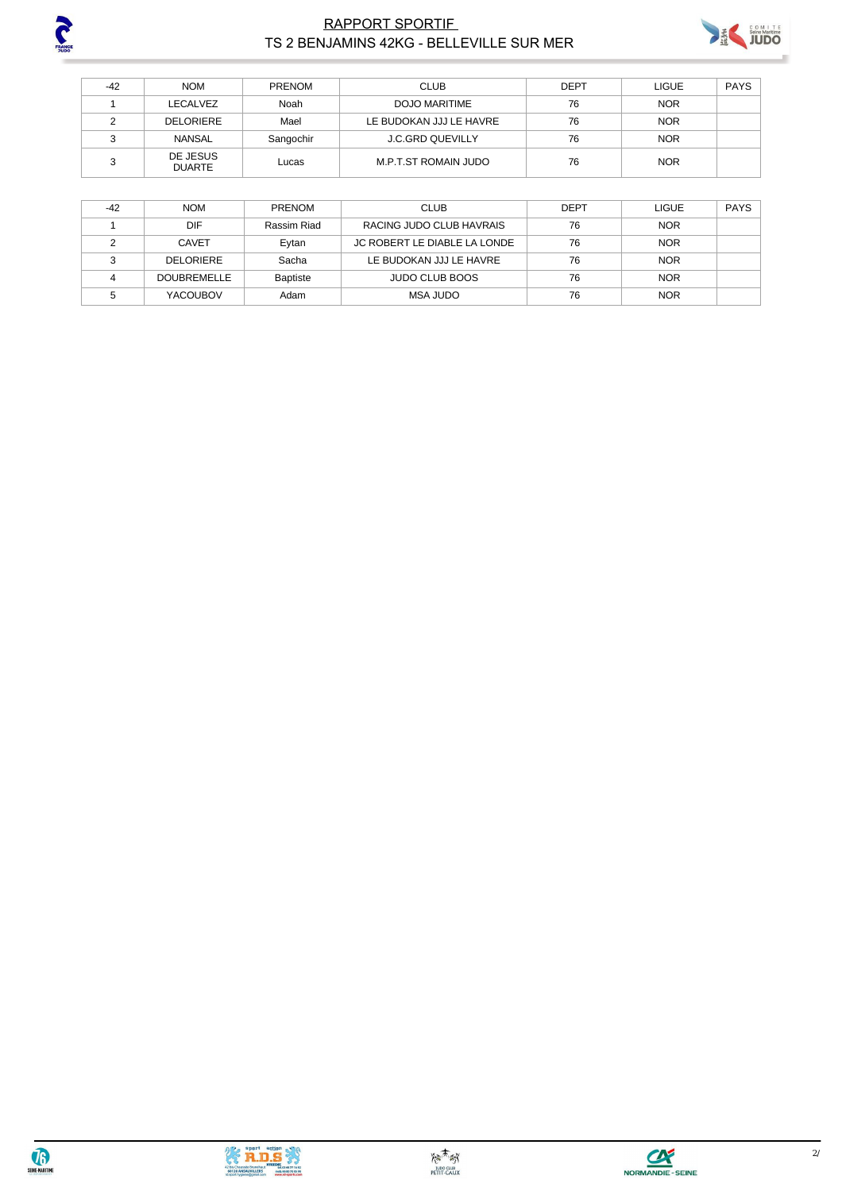# RAPPORT SPORTIF

## TS 2 BENJAMINS 42KG - BELLEVILLE SUR MER

| -42 | NOM | PRENOM | CLUB | DEPT | LIGUE | PAYS |
|---|---|---|---|---|---|---|
| 1 | LECALVEZ | Noah | DOJO MARITIME | 76 | NOR | |
| 2 | DELORIERE | Mael | LE BUDOKAN JJJ LE HAVRE | 76 | NOR | |
| 3 | NANSAL | Sangochir | J.C.GRD QUEVILLY | 76 | NOR | |
| 3 | DE JESUS DUARTE | Lucas | M.P.T.ST ROMAIN JUDO | 76 | NOR | |

| -42 | NOM | PRENOM | CLUB | DEPT | LIGUE | PAYS |
|---|---|---|---|---|---|---|
| 1 | DIF | Rassim Riad | RACING JUDO CLUB HAVRAIS | 76 | NOR | |
| 2 | CAVET | Eytan | JC ROBERT LE DIABLE LA LONDE | 76 | NOR | |
| 3 | DELORIERE | Sacha | LE BUDOKAN JJJ LE HAVRE | 76 | NOR | |
| 4 | DOUBREMELLE | Baptiste | JUDO CLUB BOOS | 76 | NOR | |
| 5 | YACOUBOV | Adam | MSA JUDO | 76 | NOR | |